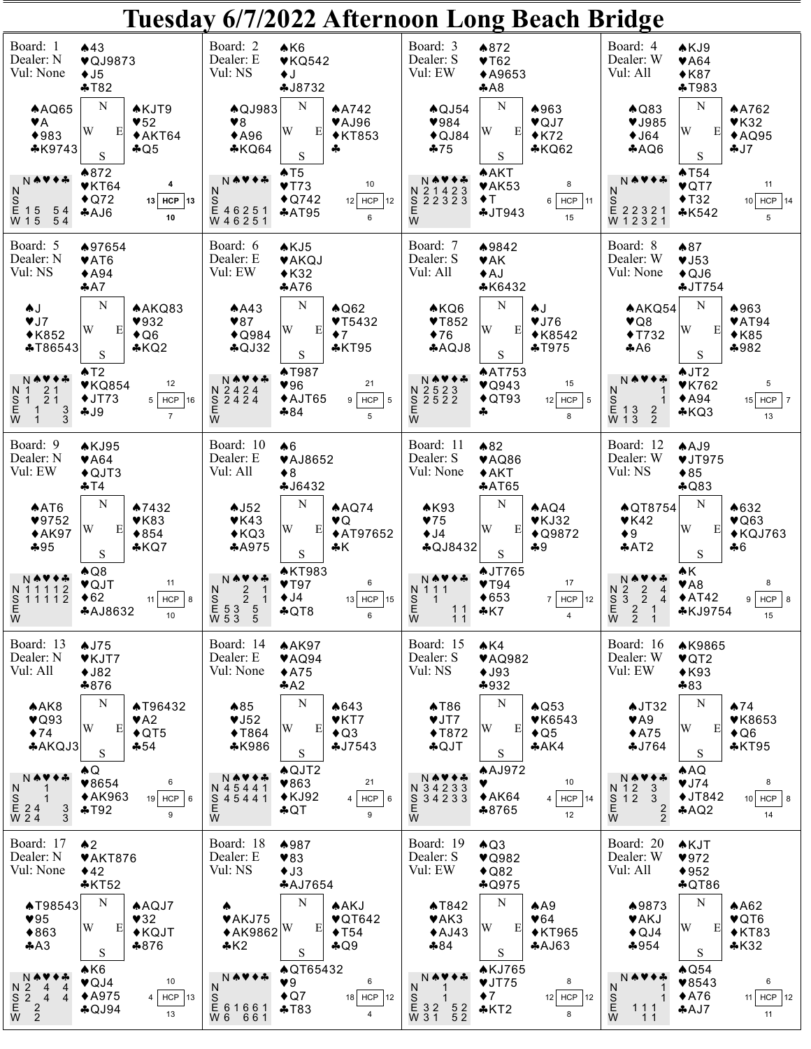# Tuesday 6/7/2022 Afternoon Long Beach Bridge

## Board: 1
Dealer: N
Vul: None

- North: ♠43 ♥QJ9873 ♦J5 ♣T82
- West: ♠AQ65 ♥A ♦983 ♣K9743
- East: ♠KJT9 ♥52 ♦AKT64 ♣Q5
- South: ♠872 ♥KT64 ♦Q72 ♣AJ6

| | N | ♠ | ♥ | ♦ | ♣ |
|---|---|---|---|---|---|
| N | | | | | |
| S | | | | | |
| E | 1 | 5 | | 5 | 4 |
| W | 1 | 5 | | 5 | 4 |

HCP: N 4, W 13, E 13, S 10

## Board: 2
Dealer: E
Vul: NS

- North: ♠K6 ♥KQ542 ♦J ♣J8732
- West: ♠QJ983 ♥8 ♦A96 ♣KQ64
- East: ♠A742 ♥AJ96 ♦KT853 ♣
- South: ♠T5 ♥T73 ♦Q742 ♣AT95

| | N | ♠ | ♥ | ♦ | ♣ |
|---|---|---|---|---|---|
| N | | | | | |
| S | | | | | |
| E | 4 | 6 | 2 | 5 | 1 |
| W | 4 | 6 | 2 | 5 | 1 |

HCP: N 10, W 12, E 12, S 6

## Board: 3
Dealer: S
Vul: EW

- North: ♠872 ♥T62 ♦A9653 ♣A8
- West: ♠QJ54 ♥984 ♦QJ84 ♣75
- East: ♠963 ♥QJ7 ♦K72 ♣KQ62
- South: ♠AKT ♥AK53 ♦T ♣JT943

| | N | ♠ | ♥ | ♦ | ♣ |
|---|---|---|---|---|---|
| N | 2 | 1 | 4 | 2 | 3 |
| S | 2 | 2 | 3 | 2 | 3 |
| E | | | | | |
| W | | | | | |

HCP: N 8, W 6, E 11, S 15

## Board: 4
Dealer: W
Vul: All

- North: ♠KJ9 ♥A64 ♦K87 ♣T983
- West: ♠Q83 ♥J985 ♦J64 ♣AQ6
- East: ♠A762 ♥K32 ♦AQ95 ♣J7
- South: ♠T54 ♥QT7 ♦T32 ♣K542

| | N | ♠ | ♥ | ♦ | ♣ |
|---|---|---|---|---|---|
| N | | | | | |
| S | | | | | |
| E | 2 | 2 | 3 | 2 | 1 |
| W | 1 | 2 | 3 | 2 | 1 |

HCP: N 11, W 10, E 14, S 5

## Board: 5
Dealer: N
Vul: NS

- North: ♠97654 ♥AT6 ♦A94 ♣A7
- West: ♠J ♥J7 ♦K852 ♣T86543
- East: ♠AKQ83 ♥932 ♦Q6 ♣KQ2
- South: ♠T2 ♥KQ854 ♦JT73 ♣J9

| | N | ♠ | ♥ | ♦ | ♣ |
|---|---|---|---|---|---|
| N | 1 | | 2 | 1 | |
| S | 1 | | 2 | 1 | |
| E | 1 | | | | 3 |
| W | 1 | | | | 3 |

HCP: N 12, W 5, E 16, S 7

## Board: 6
Dealer: E
Vul: EW

- North: ♠KJ5 ♥AKQJ ♦K32 ♣A76
- West: ♠A43 ♥87 ♦Q984 ♣QJ32
- East: ♠Q62 ♥T5432 ♦7 ♣KT95
- South: ♠T987 ♥96 ♦AJT65 ♣84

| | N | ♠ | ♥ | ♦ | ♣ |
|---|---|---|---|---|---|
| N | 2 | 4 | 2 | 4 | |
| S | 2 | 4 | 2 | 4 | |
| E | | | | | |
| W | | | | | |

HCP: N 21, W 9, E 5, S 5

## Board: 7
Dealer: S
Vul: All

- North: ♠9842 ♥AK ♦AJ ♣K6432
- West: ♠KQ6 ♥T852 ♦76 ♣AQJ8
- East: ♠J ♥J76 ♦K8542 ♣T975
- South: ♠AT753 ♥Q943 ♦QT93 ♣

| | N | ♠ | ♥ | ♦ | ♣ |
|---|---|---|---|---|---|
| N | 2 | 5 | 2 | 3 | |
| S | 2 | 5 | 2 | 2 | |
| E | | | | | |
| W | | | | | |

HCP: N 15, W 12, E 5, S 8

## Board: 8
Dealer: W
Vul: None

- North: ♠87 ♥J53 ♦QJ6 ♣JT754
- West: ♠AKQ54 ♥Q8 ♦T732 ♣A6
- East: ♠963 ♥AT94 ♦K85 ♣982
- South: ♠JT2 ♥K762 ♦A94 ♣KQ3

| | N | ♠ | ♥ | ♦ | ♣ |
|---|---|---|---|---|---|
| N | | | | | 1 |
| S | | | | | 1 |
| E | 1 | 3 | | 2 | |
| W | 1 | 3 | | 2 | |

HCP: N 5, W 15, E 7, S 13

## Board: 9
Dealer: N
Vul: EW

- North: ♠KJ95 ♥A64 ♦QJT3 ♣T4
- West: ♠AT6 ♥9752 ♦AK97 ♣95
- East: ♠7432 ♥K83 ♦854 ♣KQ7
- South: ♠Q8 ♥QJT ♦62 ♣AJ8632

| | N | ♠ | ♥ | ♦ | ♣ |
|---|---|---|---|---|---|
| N | 1 | 1 | 1 | 1 | 2 |
| S | 1 | 1 | 1 | 1 | 2 |
| E | | | | | |
| W | | | | | |

HCP: N 11, W 11, E 8, S 10

## Board: 10
Dealer: E
Vul: All

- North: ♠6 ♥AJ8652 ♦8 ♣J6432
- West: ♠J52 ♥K43 ♦KQ3 ♣A975
- East: ♠AQ74 ♥Q ♦AT97652 ♣K
- South: ♠KT983 ♥T97 ♦J4 ♣QT8

| | N | ♠ | ♥ | ♦ | ♣ |
|---|---|---|---|---|---|
| N | | | 2 | | 1 |
| S | | | 2 | | 1 |
| E | 5 | 3 | | 5 | |
| W | 5 | 3 | | 5 | |

HCP: N 6, W 13, E 15, S 6

## Board: 11
Dealer: S
Vul: None

- North: ♠82 ♥AQ86 ♦AKT ♣AT65
- West: ♠K93 ♥75 ♦J4 ♣QJ8432
- East: ♠AQ4 ♥KJ32 ♦Q9872 ♣9
- South: ♠JT765 ♥T94 ♦653 ♣K7

| | N | ♠ | ♥ | ♦ | ♣ |
|---|---|---|---|---|---|
| N | 1 | 1 | 1 | | |
| S | | 1 | | | |
| E | | | | 1 | 1 |
| W | | | | 1 | 1 |

HCP: N 17, W 7, E 12, S 4

## Board: 12
Dealer: W
Vul: NS

- North: ♠AJ9 ♥JT975 ♦85 ♣Q83
- West: ♠QT8754 ♥K42 ♦9 ♣AT2
- East: ♠632 ♥Q63 ♦KQJ763 ♣6
- South: ♠K ♥A8 ♦AT42 ♣KJ9754

| | N | ♠ | ♥ | ♦ | ♣ |
|---|---|---|---|---|---|
| N | 2 | | 2 | | 4 |
| S | 3 | | 2 | | 4 |
| E | | 2 | | 1 | |
| W | | 2 | | 1 | |

HCP: N 8, W 9, E 8, S 15

## Board: 13
Dealer: N
Vul: All

- North: ♠J75 ♥KJT7 ♦J82 ♣876
- West: ♠AK8 ♥Q93 ♦74 ♣AKQJ3
- East: ♠T96432 ♥A2 ♦QT5 ♣54
- South: ♠Q ♥8654 ♦AK963 ♣T92

| | N | ♠ | ♥ | ♦ | ♣ |
|---|---|---|---|---|---|
| N | | | 1 | | |
| S | | | 1 | | |
| E | 2 | 4 | | | 3 |
| W | 2 | 4 | | | 3 |

HCP: N 6, W 19, E 6, S 9

## Board: 14
Dealer: E
Vul: None

- North: ♠AK97 ♥AQ94 ♦A75 ♣A2
- West: ♠85 ♥J52 ♦T864 ♣K986
- East: ♠643 ♥KT7 ♦Q3 ♣J7543
- South: ♠QJT2 ♥863 ♦KJ92 ♣QT

| | N | ♠ | ♥ | ♦ | ♣ |
|---|---|---|---|---|---|
| N | 4 | 5 | 4 | 4 | 1 |
| S | 4 | 5 | 4 | 4 | 1 |
| E | | | | | |
| W | | | | | |

HCP: N 21, W 4, E 6, S 9

## Board: 15
Dealer: S
Vul: NS

- North: ♠K4 ♥AQ982 ♦J93 ♣932
- West: ♠T86 ♥JT7 ♦T872 ♣QJT
- East: ♠Q53 ♥K6543 ♦Q5 ♣AK4
- South: ♠AJ972 ♥ ♦AK64 ♣8765

| | N | ♠ | ♥ | ♦ | ♣ |
|---|---|---|---|---|---|
| N | 3 | 4 | 2 | 3 | 3 |
| S | 3 | 4 | 2 | 3 | 3 |
| E | | | | | |
| W | | | | | |

HCP: N 10, W 4, E 14, S 12

## Board: 16
Dealer: W
Vul: EW

- North: ♠K9865 ♥QT2 ♦K93 ♣83
- West: ♠JT32 ♥A9 ♦A75 ♣J764
- East: ♠74 ♥K8653 ♦Q6 ♣KT95
- South: ♠AQ ♥J74 ♦JT842 ♣AQ2

| | N | ♠ | ♥ | ♦ | ♣ |
|---|---|---|---|---|---|
| N | 1 | 2 | | 3 | |
| S | 1 | 2 | | 3 | |
| E | | | | | 2 |
| W | | | | | 2 |

HCP: N 8, W 10, E 8, S 14

## Board: 17
Dealer: N
Vul: None

- North: ♠2 ♥AKT876 ♦42 ♣KT52
- West: ♠T98543 ♥95 ♦863 ♣A3
- East: ♠AQJ7 ♥32 ♦KQJT ♣876
- South: ♠K6 ♥QJ4 ♦A975 ♣QJ94

| | N | ♠ | ♥ | ♦ | ♣ |
|---|---|---|---|---|---|
| N | 2 | | 4 | | 4 |
| S | 2 | | 4 | | 4 |
| E | | 2 | | | |
| W | | 2 | | | |

HCP: N 10, W 4, E 13, S 13

## Board: 18
Dealer: E
Vul: NS

- North: ♠987 ♥83 ♦J3 ♣AJ7654
- West: ♠ ♥AKJ75 ♦AK9862 ♣K2
- East: ♠AKJ ♥QT642 ♦T54 ♣Q9
- South: ♠QT65432 ♥9 ♦Q7 ♣T83

| | N | ♠ | ♥ | ♦ | ♣ |
|---|---|---|---|---|---|
| N | | | | | |
| S | | | | | |
| E | 6 | 1 | 6 | 6 | 1 |
| W | 6 | | 6 | 6 | 1 |

HCP: N 6, W 18, E 12, S 4

## Board: 19
Dealer: S
Vul: EW

- North: ♠Q3 ♥Q982 ♦Q82 ♣Q975
- West: ♠T842 ♥AK3 ♦AJ43 ♣84
- East: ♠A9 ♥64 ♦KT965 ♣AJ63
- South: ♠KJ765 ♥JT75 ♦7 ♣KT2

| | N | ♠ | ♥ | ♦ | ♣ |
|---|---|---|---|---|---|
| N | | | 1 | | |
| S | | | 1 | | |
| E | 3 | 2 | | 5 | 2 |
| W | 3 | 1 | | 5 | 2 |

HCP: N 8, W 12, E 12, S 8

## Board: 20
Dealer: W
Vul: All

- North: ♠KJT ♥972 ♦952 ♣QT86
- West: ♠9873 ♥AKJ ♦QJ4 ♣954
- East: ♠A62 ♥QT6 ♦KT83 ♣K32
- South: ♠Q54 ♥8543 ♦A76 ♣AJ7

| | N | ♠ | ♥ | ♦ | ♣ |
|---|---|---|---|---|---|
| N | | | | | 1 |
| S | | | | | 1 |
| E | | 1 | 1 | 1 | |
| W | | | 1 | 1 | |

HCP: N 6, W 11, E 12, S 11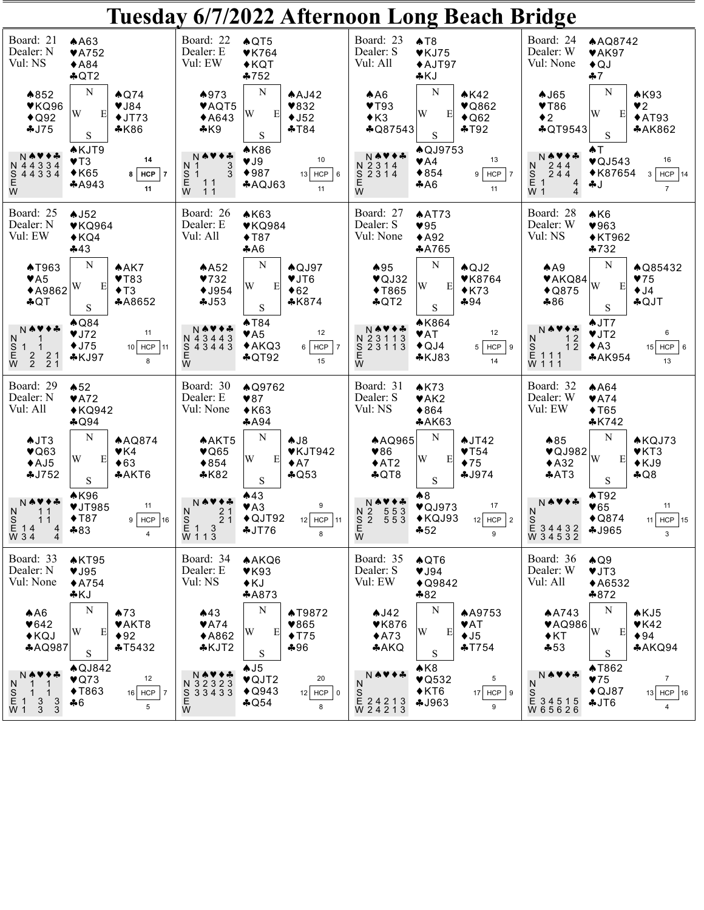# Tuesday 6/7/2022 Afternoon Long Beach Bridge

## Board: 21
Dealer: N
Vul: NS

- North: ♠A63 ♥A752 ♦A84 ♣QT2
- West: ♠852 ♥KQ96 ♦Q92 ♣J75
- East: ♠Q74 ♥J84 ♦JT73 ♣K86
- South: ♠KJT9 ♥T3 ♦K65 ♣A943

| | N | ♠ | ♥ | ♦ | ♣ |
|---|---|---|---|---|---|
| N | 4 | 4 | 3 | 3 | 4 |
| S | 4 | 4 | 3 | 3 | 4 |
| E | | | | | |
| W | | | | | |

HCP: N 14, W 8, E 7, S 11

## Board: 22
Dealer: E
Vul: EW

- North: ♠QT5 ♥K764 ♦KQT ♣752
- West: ♠973 ♥AQT5 ♦A643 ♣K9
- East: ♠AJ42 ♥832 ♦J52 ♣T84
- South: ♠K86 ♥J9 ♦987 ♣AQJ63

| | N | ♠ | ♥ | ♦ | ♣ |
|---|---|---|---|---|---|
| N | 1 | | | | 3 |
| S | 1 | | | | 3 |
| E | | 1 | 1 | | |
| W | | 1 | 1 | | |

HCP: N 10, W 13, E 6, S 11

## Board: 23
Dealer: S
Vul: All

- North: ♠T8 ♥KJ75 ♦AJT97 ♣KJ
- West: ♠A6 ♥T93 ♦K3 ♣Q87543
- East: ♠K42 ♥Q862 ♦Q62 ♣T92
- South: ♠QJ9753 ♥A4 ♦854 ♣A6

| | N | ♠ | ♥ | ♦ | ♣ |
|---|---|---|---|---|---|
| N | 2 | 3 | 1 | 4 | |
| S | 2 | 3 | 1 | 4 | |
| E | | | | | |
| W | | | | | |

HCP: N 13, W 9, E 7, S 11

## Board: 24
Dealer: W
Vul: None

- North: ♠AQ8742 ♥AK97 ♦QJ ♣7
- West: ♠J65 ♥T86 ♦2 ♣QT9543
- East: ♠K93 ♥2 ♦AT93 ♣AK862
- South: ♠T ♥QJ543 ♦K87654 ♣J

| | N | ♠ | ♥ | ♦ | ♣ |
|---|---|---|---|---|---|
| N | | 2 | 4 | 4 | |
| S | | 2 | 4 | 4 | |
| E | 1 | | | | 4 |
| W | 1 | | | | 4 |

HCP: N 16, W 3, E 14, S 7

## Board: 25
Dealer: N
Vul: EW

- North: ♠J52 ♥KQ964 ♦KQ4 ♣43
- West: ♠T963 ♥A5 ♦A9862 ♣QT
- East: ♠AK7 ♥T83 ♦T3 ♣A8652
- South: ♠Q84 ♥J72 ♦J75 ♣KJ97

| | N | ♠ | ♥ | ♦ | ♣ |
|---|---|---|---|---|---|
| N | | | 1 | | |
| S | 1 | | 1 | | |
| E | | 2 | | 2 | 1 |
| W | | 2 | | 2 | 1 |

HCP: N 11, W 10, E 11, S 8

## Board: 26
Dealer: E
Vul: All

- North: ♠K63 ♥KQ984 ♦T87 ♣A6
- West: ♠A52 ♥732 ♦J954 ♣J53
- East: ♠QJ97 ♥JT6 ♦62 ♣K874
- South: ♠T84 ♥A5 ♦AKQ3 ♣QT92

| | N | ♠ | ♥ | ♦ | ♣ |
|---|---|---|---|---|---|
| N | 4 | 3 | 4 | 4 | 3 |
| S | 4 | 3 | 4 | 4 | 3 |
| E | | | | | |
| W | | | | | |

HCP: N 12, W 6, E 7, S 15

## Board: 27
Dealer: S
Vul: None

- North: ♠AT73 ♥95 ♦A92 ♣A765
- West: ♠95 ♥QJ32 ♦T865 ♣QT2
- East: ♠QJ2 ♥K8764 ♦K73 ♣94
- South: ♠K864 ♥AT ♦QJ4 ♣KJ83

| | N | ♠ | ♥ | ♦ | ♣ |
|---|---|---|---|---|---|
| N | 2 | 3 | 1 | 1 | 3 |
| S | 2 | 3 | 1 | 1 | 3 |
| E | | | | | |
| W | | | | | |

HCP: N 12, W 5, E 9, S 14

## Board: 28
Dealer: W
Vul: NS

- North: ♠K6 ♥963 ♦KT962 ♣732
- West: ♠A9 ♥AKQ84 ♦Q875 ♣86
- East: ♠Q85432 ♥75 ♦J4 ♣QJT
- South: ♠JT7 ♥JT2 ♦A3 ♣AK954

| | N | ♠ | ♥ | ♦ | ♣ |
|---|---|---|---|---|---|
| N | | | | 1 | 2 |
| S | | | | 1 | 2 |
| E | 1 | 1 | 1 | | |
| W | 1 | 1 | 1 | | |

HCP: N 6, W 15, E 6, S 13

## Board: 29
Dealer: N
Vul: All

- North: ♠52 ♥A72 ♦KQ942 ♣Q94
- West: ♠JT3 ♥Q63 ♦AJ5 ♣J752
- East: ♠AQ874 ♥K4 ♦63 ♣AKT6
- South: ♠K96 ♥JT985 ♦T87 ♣83

| | N | ♠ | ♥ | ♦ | ♣ |
|---|---|---|---|---|---|
| N | | | 1 | 1 | |
| S | | | 1 | 1 | |
| E | 1 | 4 | | | 4 |
| W | 3 | 4 | | | 4 |

HCP: N 11, W 9, E 16, S 4

## Board: 30
Dealer: E
Vul: None

- North: ♠Q9762 ♥87 ♦K63 ♣A94
- West: ♠AKT5 ♥Q65 ♦854 ♣K82
- East: ♠J8 ♥KJT942 ♦A7 ♣Q53
- South: ♠43 ♥A3 ♦QJT92 ♣JT76

| | N | ♠ | ♥ | ♦ | ♣ |
|---|---|---|---|---|---|
| N | | | | 2 | 1 |
| S | | | | 2 | 1 |
| E | 1 | | 3 | | |
| W | 1 | 1 | 3 | | |

HCP: N 9, W 12, E 11, S 8

## Board: 31
Dealer: S
Vul: NS

- North: ♠K73 ♥AK2 ♦864 ♣AK63
- West: ♠AQ965 ♥86 ♦AT2 ♣QT8
- East: ♠JT42 ♥T54 ♦75 ♣J974
- South: ♠8 ♥QJ973 ♦KQJ93 ♣52

| | N | ♠ | ♥ | ♦ | ♣ |
|---|---|---|---|---|---|
| N | 2 | | 5 | 5 | 3 |
| S | 2 | | 5 | 5 | 3 |
| E | | | | | |
| W | | | | | |

HCP: N 17, W 12, E 2, S 9

## Board: 32
Dealer: W
Vul: EW

- North: ♠A64 ♥A74 ♦T65 ♣K742
- West: ♠85 ♥QJ982 ♦A32 ♣AT3
- East: ♠KQJ73 ♥KT3 ♦KJ9 ♣Q8
- South: ♠T92 ♥65 ♦Q874 ♣J965

| | N | ♠ | ♥ | ♦ | ♣ |
|---|---|---|---|---|---|
| N | | | | | |
| S | | | | | |
| E | 3 | 4 | 4 | 3 | 2 |
| W | 3 | 4 | 5 | 3 | 2 |

HCP: N 11, W 11, E 15, S 3

## Board: 33
Dealer: N
Vul: None

- North: ♠KT95 ♥J95 ♦A754 ♣KJ
- West: ♠A6 ♥642 ♦KQJ ♣AQ987
- East: ♠73 ♥AKT8 ♦92 ♣T5432
- South: ♠QJ842 ♥Q73 ♦T863 ♣6

| | N | ♠ | ♥ | ♦ | ♣ |
|---|---|---|---|---|---|
| N | | 1 | | 1 | |
| S | | 1 | | 1 | |
| E | 1 | | 3 | | 3 |
| W | 1 | | 3 | | 3 |

HCP: N 12, W 16, E 7, S 5

## Board: 34
Dealer: E
Vul: NS

- North: ♠AKQ6 ♥K93 ♦KJ ♣A873
- West: ♠43 ♥A74 ♦A862 ♣KJT2
- East: ♠T9872 ♥865 ♦T75 ♣96
- South: ♠J5 ♥QJT2 ♦Q943 ♣Q54

| | N | ♠ | ♥ | ♦ | ♣ |
|---|---|---|---|---|---|
| N | 3 | 2 | 3 | 2 | 3 |
| S | 3 | 3 | 4 | 3 | 3 |
| E | | | | | |
| W | | | | | |

HCP: N 20, W 12, E 0, S 8

## Board: 35
Dealer: S
Vul: EW

- North: ♠QT6 ♥J94 ♦Q9842 ♣82
- West: ♠J42 ♥K876 ♦A73 ♣AKQ
- East: ♠A9753 ♥AT ♦J5 ♣T754
- South: ♠K8 ♥Q532 ♦KT6 ♣J963

| | N | ♠ | ♥ | ♦ | ♣ |
|---|---|---|---|---|---|
| N | | | | | |
| S | | | | | |
| E | 2 | 4 | 2 | 1 | 3 |
| W | 2 | 4 | 2 | 1 | 3 |

HCP: N 5, W 17, E 9, S 9

## Board: 36
Dealer: W
Vul: All

- North: ♠Q9 ♥JT3 ♦A6532 ♣872
- West: ♠A743 ♥AQ986 ♦KT ♣53
- East: ♠KJ5 ♥K42 ♦94 ♣AKQ94
- South: ♠T862 ♥75 ♦QJ87 ♣JT6

| | N | ♠ | ♥ | ♦ | ♣ |
|---|---|---|---|---|---|
| N | | | | | |
| S | | | | | |
| E | 3 | 4 | 5 | 1 | 5 |
| W | 6 | 5 | 6 | 2 | 6 |

HCP: N 7, W 13, E 16, S 4